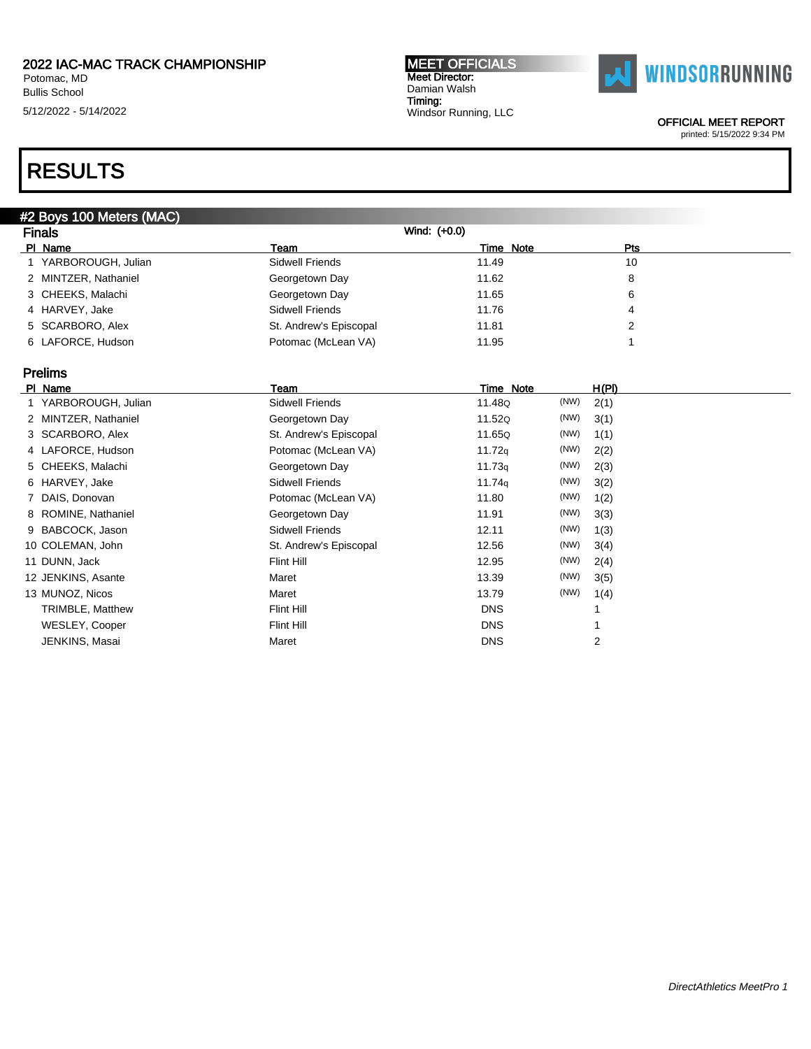2022 IAC-MAC TRACK CHAMPIONSHIP
Potomac, MD
Bullis School
5/12/2022 - 5/14/2022

**MEET OFFICIALS**
Meet Director:
Damian Walsh
Timing:
Windsor Running, LLC

WINDSORRUNNING

OFFICIAL MEET REPORT
printed: 5/15/2022 9:34 PM

# RESULTS

## #2 Boys 100 Meters (MAC)

### Finals

Wind: (+0.0)

| Pl | Name | Team | Time | Note | Pts |
|---|---|---|---|---|---|
| 1 | YARBOROUGH, Julian | Sidwell Friends | 11.49 | | 10 |
| 2 | MINTZER, Nathaniel | Georgetown Day | 11.62 | | 8 |
| 3 | CHEEKS, Malachi | Georgetown Day | 11.65 | | 6 |
| 4 | HARVEY, Jake | Sidwell Friends | 11.76 | | 4 |
| 5 | SCARBORO, Alex | St. Andrew's Episcopal | 11.81 | | 2 |
| 6 | LAFORCE, Hudson | Potomac (McLean VA) | 11.95 | | 1 |

### Prelims

| Pl | Name | Team | Time | Note | | H(Pl) |
|---|---|---|---|---|---|---|
| 1 | YARBOROUGH, Julian | Sidwell Friends | 11.48Q | | (NW) | 2(1) |
| 2 | MINTZER, Nathaniel | Georgetown Day | 11.52Q | | (NW) | 3(1) |
| 3 | SCARBORO, Alex | St. Andrew's Episcopal | 11.65Q | | (NW) | 1(1) |
| 4 | LAFORCE, Hudson | Potomac (McLean VA) | 11.72q | | (NW) | 2(2) |
| 5 | CHEEKS, Malachi | Georgetown Day | 11.73q | | (NW) | 2(3) |
| 6 | HARVEY, Jake | Sidwell Friends | 11.74q | | (NW) | 3(2) |
| 7 | DAIS, Donovan | Potomac (McLean VA) | 11.80 | | (NW) | 1(2) |
| 8 | ROMINE, Nathaniel | Georgetown Day | 11.91 | | (NW) | 3(3) |
| 9 | BABCOCK, Jason | Sidwell Friends | 12.11 | | (NW) | 1(3) |
| 10 | COLEMAN, John | St. Andrew's Episcopal | 12.56 | | (NW) | 3(4) |
| 11 | DUNN, Jack | Flint Hill | 12.95 | | (NW) | 2(4) |
| 12 | JENKINS, Asante | Maret | 13.39 | | (NW) | 3(5) |
| 13 | MUNOZ, Nicos | Maret | 13.79 | | (NW) | 1(4) |
| | TRIMBLE, Matthew | Flint Hill | DNS | | | 1 |
| | WESLEY, Cooper | Flint Hill | DNS | | | 1 |
| | JENKINS, Masai | Maret | DNS | | | 2 |

*DirectAthletics MeetPro 1*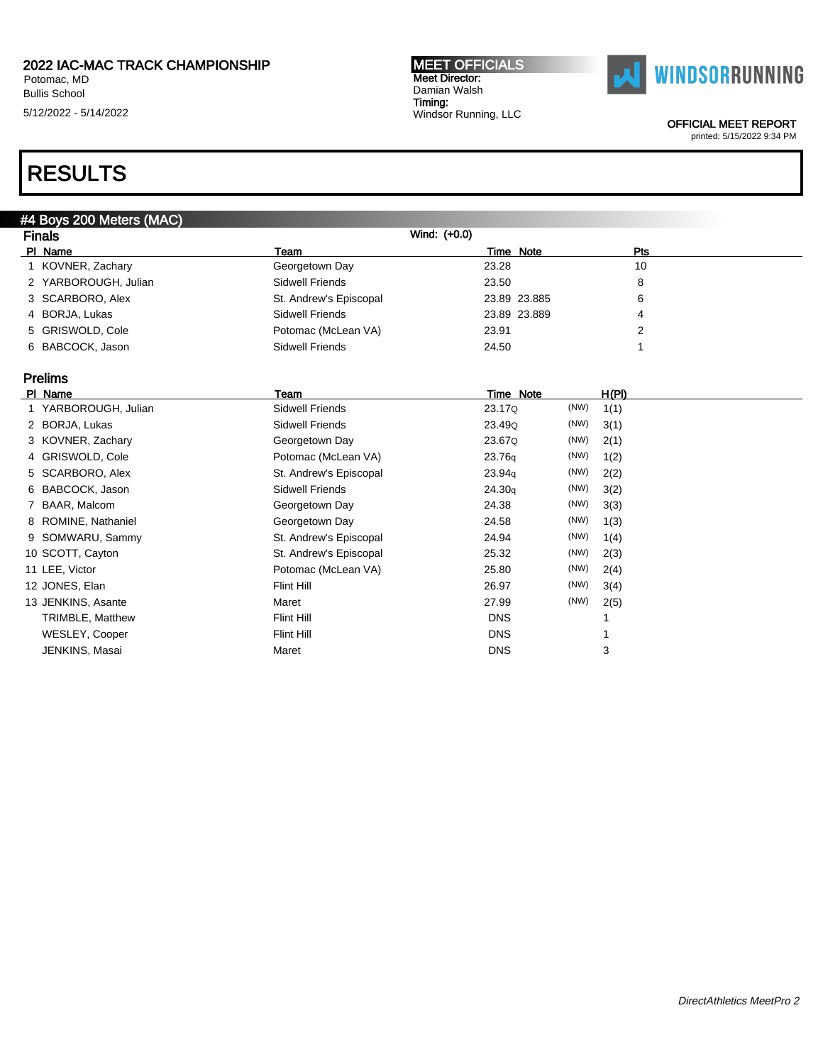2022 IAC-MAC TRACK CHAMPIONSHIP
Potomac, MD
Bullis School
5/12/2022 - 5/14/2022

**MEET OFFICIALS**
Meet Director:
Damian Walsh
Timing:
Windsor Running, LLC

OFFICIAL MEET REPORT
printed: 5/15/2022 9:34 PM

# RESULTS

## #4 Boys 200 Meters (MAC)

### Finals

Wind: (+0.0)

| Pl | Name | Team | Time | Note | Pts |
|---|---|---|---|---|---|
| 1 | KOVNER, Zachary | Georgetown Day | 23.28 | | 10 |
| 2 | YARBOROUGH, Julian | Sidwell Friends | 23.50 | | 8 |
| 3 | SCARBORO, Alex | St. Andrew's Episcopal | 23.89 | 23.885 | 6 |
| 4 | BORJA, Lukas | Sidwell Friends | 23.89 | 23.889 | 4 |
| 5 | GRISWOLD, Cole | Potomac (McLean VA) | 23.91 | | 2 |
| 6 | BABCOCK, Jason | Sidwell Friends | 24.50 | | 1 |

### Prelims

| Pl | Name | Team | Time | Note | | H(Pl) |
|---|---|---|---|---|---|---|
| 1 | YARBOROUGH, Julian | Sidwell Friends | 23.17Q | | (NW) | 1(1) |
| 2 | BORJA, Lukas | Sidwell Friends | 23.49Q | | (NW) | 3(1) |
| 3 | KOVNER, Zachary | Georgetown Day | 23.67Q | | (NW) | 2(1) |
| 4 | GRISWOLD, Cole | Potomac (McLean VA) | 23.76q | | (NW) | 1(2) |
| 5 | SCARBORO, Alex | St. Andrew's Episcopal | 23.94q | | (NW) | 2(2) |
| 6 | BABCOCK, Jason | Sidwell Friends | 24.30q | | (NW) | 3(2) |
| 7 | BAAR, Malcom | Georgetown Day | 24.38 | | (NW) | 3(3) |
| 8 | ROMINE, Nathaniel | Georgetown Day | 24.58 | | (NW) | 1(3) |
| 9 | SOMWARU, Sammy | St. Andrew's Episcopal | 24.94 | | (NW) | 1(4) |
| 10 | SCOTT, Cayton | St. Andrew's Episcopal | 25.32 | | (NW) | 2(3) |
| 11 | LEE, Victor | Potomac (McLean VA) | 25.80 | | (NW) | 2(4) |
| 12 | JONES, Elan | Flint Hill | 26.97 | | (NW) | 3(4) |
| 13 | JENKINS, Asante | Maret | 27.99 | | (NW) | 2(5) |
| | TRIMBLE, Matthew | Flint Hill | DNS | | | 1 |
| | WESLEY, Cooper | Flint Hill | DNS | | | 1 |
| | JENKINS, Masai | Maret | DNS | | | 3 |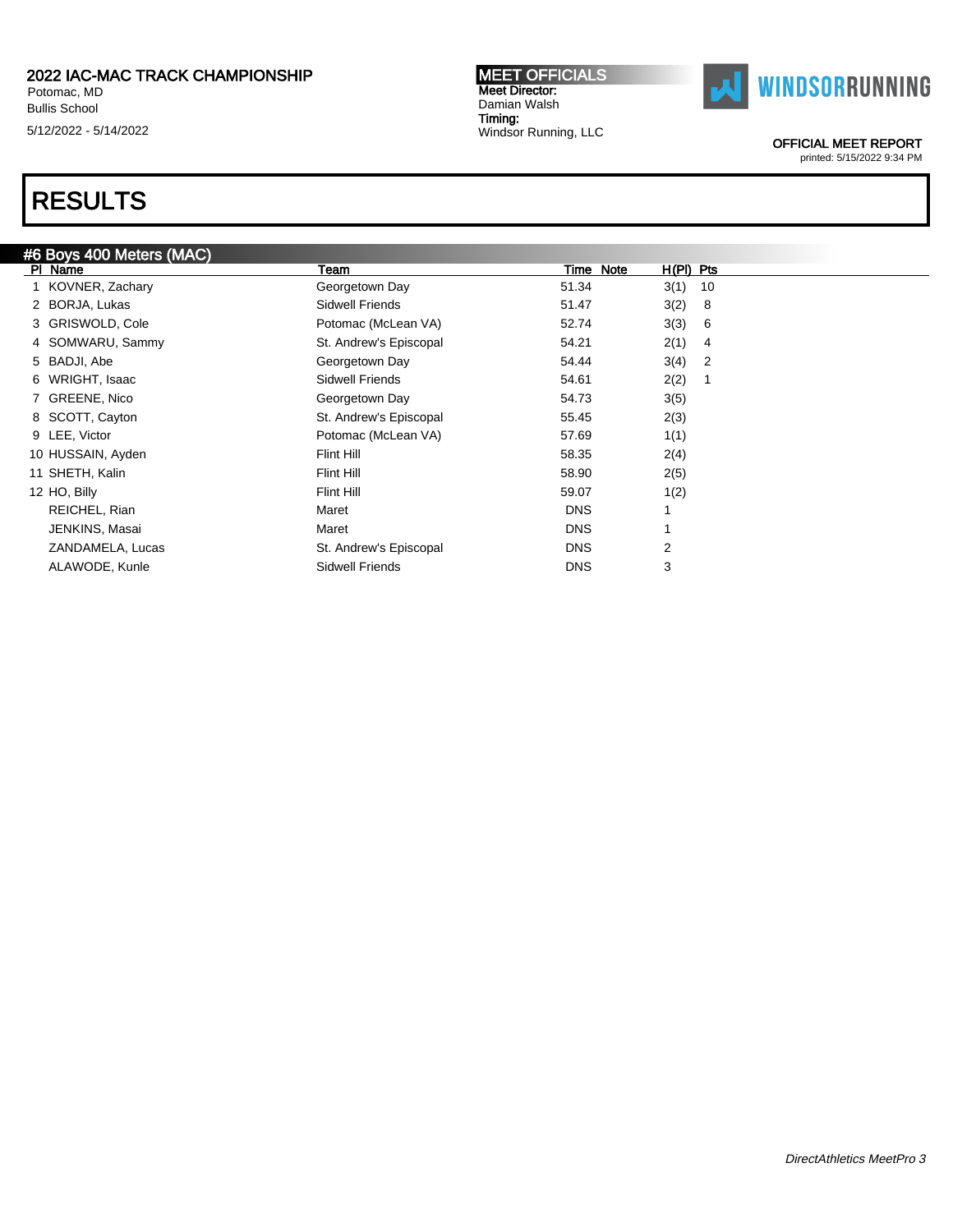# 2022 IAC-MAC TRACK CHAMPIONSHIP

Potomac, MD
Bullis School
5/12/2022 - 5/14/2022

**MEET OFFICIALS**
**Meet Director:**
Damian Walsh
**Timing:**
Windsor Running, LLC

WINDSORRUNNING

**OFFICIAL MEET REPORT**
printed: 5/15/2022 9:34 PM

# RESULTS

## #6 Boys 400 Meters (MAC)

| Pl | Name | Team | Time | Note | H(Pl) | Pts |
|---|---|---|---|---|---|---|
| 1 | KOVNER, Zachary | Georgetown Day | 51.34 | | 3(1) | 10 |
| 2 | BORJA, Lukas | Sidwell Friends | 51.47 | | 3(2) | 8 |
| 3 | GRISWOLD, Cole | Potomac (McLean VA) | 52.74 | | 3(3) | 6 |
| 4 | SOMWARU, Sammy | St. Andrew's Episcopal | 54.21 | | 2(1) | 4 |
| 5 | BADJI, Abe | Georgetown Day | 54.44 | | 3(4) | 2 |
| 6 | WRIGHT, Isaac | Sidwell Friends | 54.61 | | 2(2) | 1 |
| 7 | GREENE, Nico | Georgetown Day | 54.73 | | 3(5) | |
| 8 | SCOTT, Cayton | St. Andrew's Episcopal | 55.45 | | 2(3) | |
| 9 | LEE, Victor | Potomac (McLean VA) | 57.69 | | 1(1) | |
| 10 | HUSSAIN, Ayden | Flint Hill | 58.35 | | 2(4) | |
| 11 | SHETH, Kalin | Flint Hill | 58.90 | | 2(5) | |
| 12 | HO, Billy | Flint Hill | 59.07 | | 1(2) | |
| | REICHEL, Rian | Maret | DNS | | 1 | |
| | JENKINS, Masai | Maret | DNS | | 1 | |
| | ZANDAMELA, Lucas | St. Andrew's Episcopal | DNS | | 2 | |
| | ALAWODE, Kunle | Sidwell Friends | DNS | | 3 | |

*DirectAthletics MeetPro 3*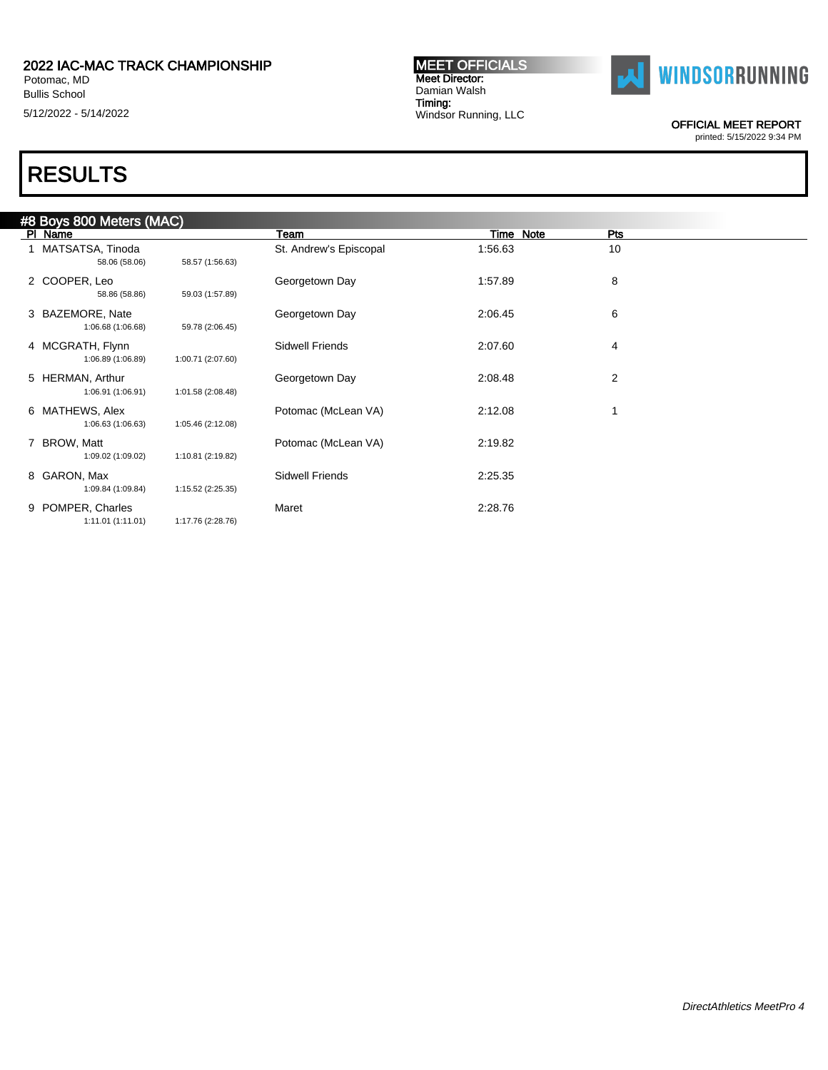2022 IAC-MAC TRACK CHAMPIONSHIP
Potomac, MD
Bullis School
5/12/2022 - 5/14/2022

**MEET OFFICIALS**
Meet Director:
Damian Walsh
Timing:
Windsor Running, LLC

OFFICIAL MEET REPORT
printed: 5/15/2022 9:34 PM

# RESULTS

## #8 Boys 800 Meters (MAC)

| Pl | Name | Team | Time | Note | Pts |
|---|---|---|---|---|---|
| 1 | MATSATSA, Tinoda<br>58.06 (58.06) 58.57 (1:56.63) | St. Andrew's Episcopal | 1:56.63 | | 10 |
| 2 | COOPER, Leo<br>58.86 (58.86) 59.03 (1:57.89) | Georgetown Day | 1:57.89 | | 8 |
| 3 | BAZEMORE, Nate<br>1:06.68 (1:06.68) 59.78 (2:06.45) | Georgetown Day | 2:06.45 | | 6 |
| 4 | MCGRATH, Flynn<br>1:06.89 (1:06.89) 1:00.71 (2:07.60) | Sidwell Friends | 2:07.60 | | 4 |
| 5 | HERMAN, Arthur<br>1:06.91 (1:06.91) 1:01.58 (2:08.48) | Georgetown Day | 2:08.48 | | 2 |
| 6 | MATHEWS, Alex<br>1:06.63 (1:06.63) 1:05.46 (2:12.08) | Potomac (McLean VA) | 2:12.08 | | 1 |
| 7 | BROW, Matt<br>1:09.02 (1:09.02) 1:10.81 (2:19.82) | Potomac (McLean VA) | 2:19.82 | | |
| 8 | GARON, Max<br>1:09.84 (1:09.84) 1:15.52 (2:25.35) | Sidwell Friends | 2:25.35 | | |
| 9 | POMPER, Charles<br>1:11.01 (1:11.01) 1:17.76 (2:28.76) | Maret | 2:28.76 | | |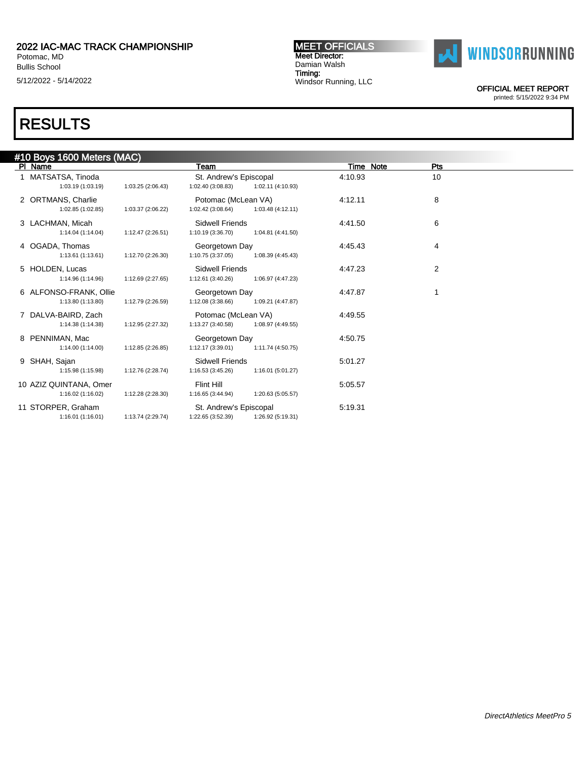# 2022 IAC-MAC TRACK CHAMPIONSHIP

Potomac, MD
Bullis School
5/12/2022 - 5/14/2022

**MEET OFFICIALS**
Meet Director:
Damian Walsh
Timing:
Windsor Running, LLC

OFFICIAL MEET REPORT
printed: 5/15/2022 9:34 PM

# RESULTS

## #10 Boys 1600 Meters (MAC)

| Pl | Name | Team | Time | Note | Pts |
|---|---|---|---|---|---|
| 1 | MATSATSA, Tinoda | St. Andrew's Episcopal | 4:10.93 | | 10 |
| | 1:03.19 (1:03.19) 1:03.25 (2:06.43) 1:02.40 (3:08.83) 1:02.11 (4:10.93) | | | | |
| 2 | ORTMANS, Charlie | Potomac (McLean VA) | 4:12.11 | | 8 |
| | 1:02.85 (1:02.85) 1:03.37 (2:06.22) 1:02.42 (3:08.64) 1:03.48 (4:12.11) | | | | |
| 3 | LACHMAN, Micah | Sidwell Friends | 4:41.50 | | 6 |
| | 1:14.04 (1:14.04) 1:12.47 (2:26.51) 1:10.19 (3:36.70) 1:04.81 (4:41.50) | | | | |
| 4 | OGADA, Thomas | Georgetown Day | 4:45.43 | | 4 |
| | 1:13.61 (1:13.61) 1:12.70 (2:26.30) 1:10.75 (3:37.05) 1:08.39 (4:45.43) | | | | |
| 5 | HOLDEN, Lucas | Sidwell Friends | 4:47.23 | | 2 |
| | 1:14.96 (1:14.96) 1:12.69 (2:27.65) 1:12.61 (3:40.26) 1:06.97 (4:47.23) | | | | |
| 6 | ALFONSO-FRANK, Ollie | Georgetown Day | 4:47.87 | | 1 |
| | 1:13.80 (1:13.80) 1:12.79 (2:26.59) 1:12.08 (3:38.66) 1:09.21 (4:47.87) | | | | |
| 7 | DALVA-BAIRD, Zach | Potomac (McLean VA) | 4:49.55 | | |
| | 1:14.38 (1:14.38) 1:12.95 (2:27.32) 1:13.27 (3:40.58) 1:08.97 (4:49.55) | | | | |
| 8 | PENNIMAN, Mac | Georgetown Day | 4:50.75 | | |
| | 1:14.00 (1:14.00) 1:12.85 (2:26.85) 1:12.17 (3:39.01) 1:11.74 (4:50.75) | | | | |
| 9 | SHAH, Sajan | Sidwell Friends | 5:01.27 | | |
| | 1:15.98 (1:15.98) 1:12.76 (2:28.74) 1:16.53 (3:45.26) 1:16.01 (5:01.27) | | | | |
| 10 | AZIZ QUINTANA, Omer | Flint Hill | 5:05.57 | | |
| | 1:16.02 (1:16.02) 1:12.28 (2:28.30) 1:16.65 (3:44.94) 1:20.63 (5:05.57) | | | | |
| 11 | STORPER, Graham | St. Andrew's Episcopal | 5:19.31 | | |
| | 1:16.01 (1:16.01) 1:13.74 (2:29.74) 1:22.65 (3:52.39) 1:26.92 (5:19.31) | | | | |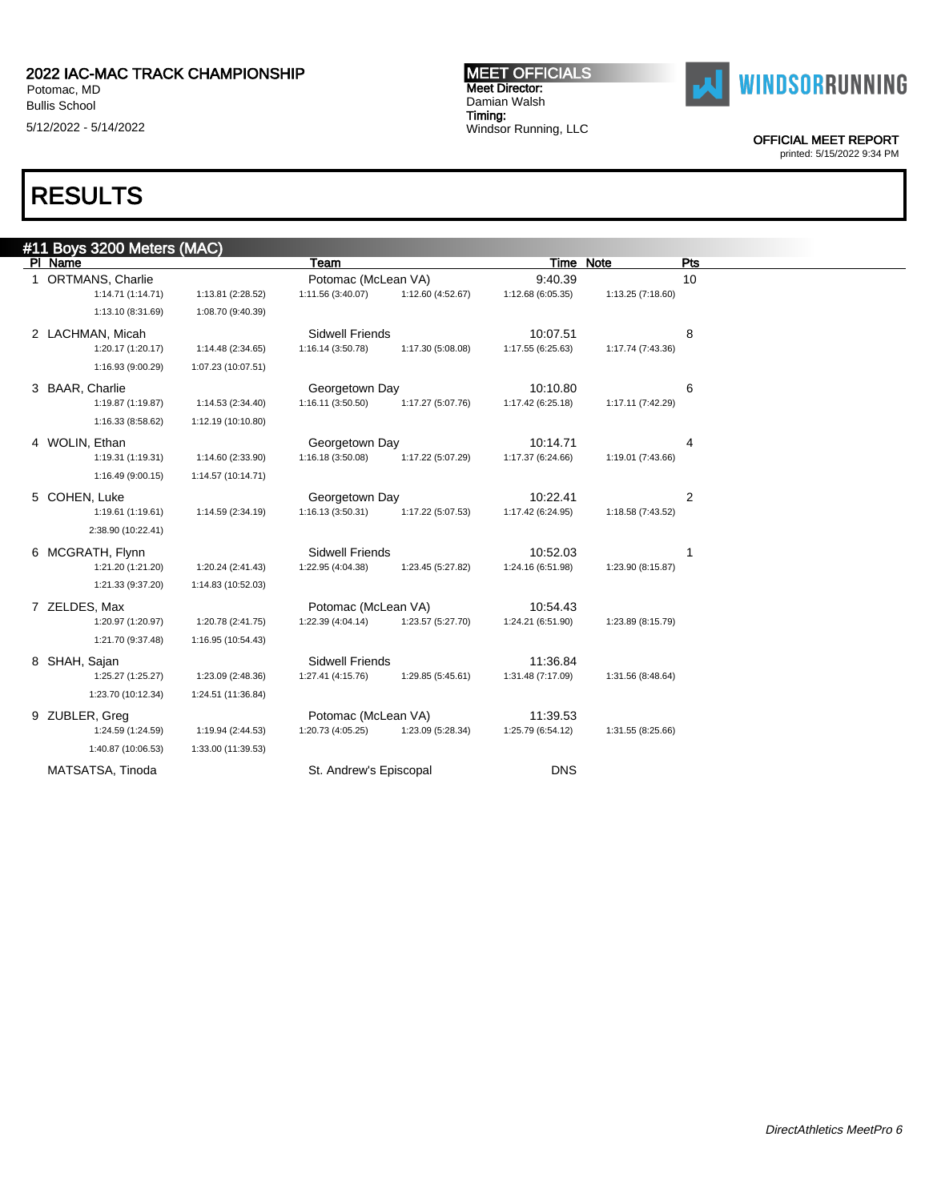## 2022 IAC-MAC TRACK CHAMPIONSHIP

Potomac, MD
Bullis School
5/12/2022 - 5/14/2022

**MEET OFFICIALS**
Meet Director:
Damian Walsh
Timing:
Windsor Running, LLC

OFFICIAL MEET REPORT
printed: 5/15/2022 9:34 PM

# RESULTS

### #11 Boys 3200 Meters (MAC)

| Pl | Name | Team | Time | Note | Pts |
|---|---|---|---|---|---|
| 1 | ORTMANS, Charlie | Potomac (McLean VA) | 9:40.39 | | 10 |
| | 1:14.71 (1:14.71) 1:13.81 (2:28.52) 1:11.56 (3:40.07) 1:12.60 (4:52.67) 1:12.68 (6:05.35) 1:13.25 (7:18.60) 1:13.10 (8:31.69) 1:08.70 (9:40.39) | | | | |
| 2 | LACHMAN, Micah | Sidwell Friends | 10:07.51 | | 8 |
| | 1:20.17 (1:20.17) 1:14.48 (2:34.65) 1:16.14 (3:50.78) 1:17.30 (5:08.08) 1:17.55 (6:25.63) 1:17.74 (7:43.36) 1:16.93 (9:00.29) 1:07.23 (10:07.51) | | | | |
| 3 | BAAR, Charlie | Georgetown Day | 10:10.80 | | 6 |
| | 1:19.87 (1:19.87) 1:14.53 (2:34.40) 1:16.11 (3:50.50) 1:17.27 (5:07.76) 1:17.42 (6:25.18) 1:17.11 (7:42.29) 1:16.33 (8:58.62) 1:12.19 (10:10.80) | | | | |
| 4 | WOLIN, Ethan | Georgetown Day | 10:14.71 | | 4 |
| | 1:19.31 (1:19.31) 1:14.60 (2:33.90) 1:16.18 (3:50.08) 1:17.22 (5:07.29) 1:17.37 (6:24.66) 1:19.01 (7:43.66) 1:16.49 (9:00.15) 1:14.57 (10:14.71) | | | | |
| 5 | COHEN, Luke | Georgetown Day | 10:22.41 | | 2 |
| | 1:19.61 (1:19.61) 1:14.59 (2:34.19) 1:16.13 (3:50.31) 1:17.22 (5:07.53) 1:17.42 (6:24.95) 1:18.58 (7:43.52) 2:38.90 (10:22.41) | | | | |
| 6 | MCGRATH, Flynn | Sidwell Friends | 10:52.03 | | 1 |
| | 1:21.20 (1:21.20) 1:20.24 (2:41.43) 1:22.95 (4:04.38) 1:23.45 (5:27.82) 1:24.16 (6:51.98) 1:23.90 (8:15.87) 1:21.33 (9:37.20) 1:14.83 (10:52.03) | | | | |
| 7 | ZELDES, Max | Potomac (McLean VA) | 10:54.43 | | |
| | 1:20.97 (1:20.97) 1:20.78 (2:41.75) 1:22.39 (4:04.14) 1:23.57 (5:27.70) 1:24.21 (6:51.90) 1:23.89 (8:15.79) 1:21.70 (9:37.48) 1:16.95 (10:54.43) | | | | |
| 8 | SHAH, Sajan | Sidwell Friends | 11:36.84 | | |
| | 1:25.27 (1:25.27) 1:23.09 (2:48.36) 1:27.41 (4:15.76) 1:29.85 (5:45.61) 1:31.48 (7:17.09) 1:31.56 (8:48.64) 1:23.70 (10:12.34) 1:24.51 (11:36.84) | | | | |
| 9 | ZUBLER, Greg | Potomac (McLean VA) | 11:39.53 | | |
| | 1:24.59 (1:24.59) 1:19.94 (2:44.53) 1:20.73 (4:05.25) 1:23.09 (5:28.34) 1:25.79 (6:54.12) 1:31.55 (8:25.66) 1:40.87 (10:06.53) 1:33.00 (11:39.53) | | | | |
| | MATSATSA, Tinoda | St. Andrew's Episcopal | DNS | | |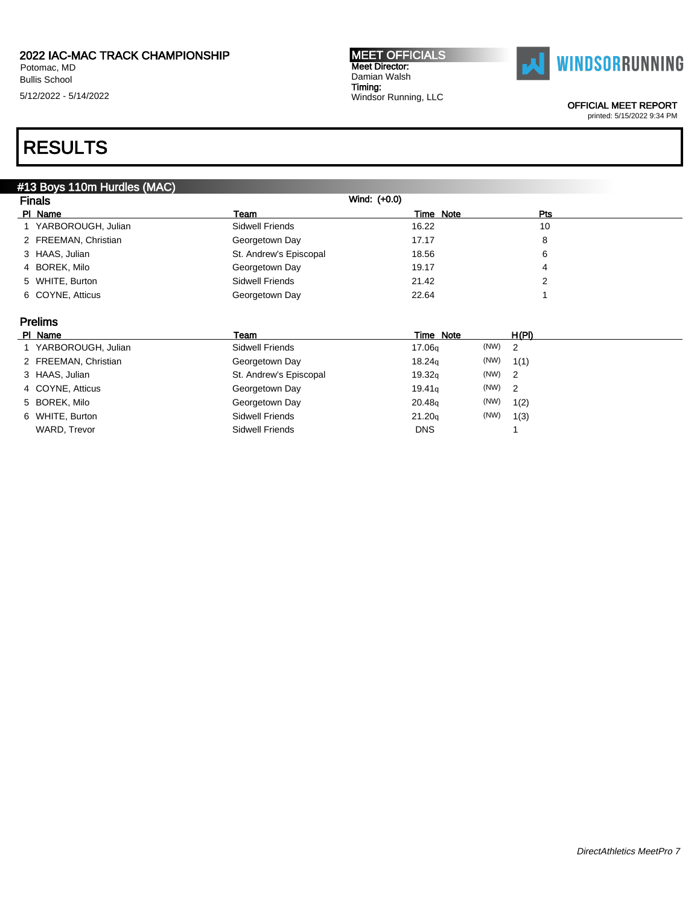2022 IAC-MAC TRACK CHAMPIONSHIP
Potomac, MD
Bullis School
5/12/2022 - 5/14/2022

**MEET OFFICIALS**
Meet Director:
Damian Walsh
Timing:
Windsor Running, LLC

WINDSORRUNNING

OFFICIAL MEET REPORT
printed: 5/15/2022 9:34 PM

# RESULTS

## #13 Boys 110m Hurdles (MAC)

### Finals

Wind: (+0.0)

| Pl | Name | Team | Time | Note | Pts |
|---|---|---|---|---|---|
| 1 | YARBOROUGH, Julian | Sidwell Friends | 16.22 | | 10 |
| 2 | FREEMAN, Christian | Georgetown Day | 17.17 | | 8 |
| 3 | HAAS, Julian | St. Andrew's Episcopal | 18.56 | | 6 |
| 4 | BOREK, Milo | Georgetown Day | 19.17 | | 4 |
| 5 | WHITE, Burton | Sidwell Friends | 21.42 | | 2 |
| 6 | COYNE, Atticus | Georgetown Day | 22.64 | | 1 |

### Prelims

| Pl | Name | Team | Time | Note | H(Pl) |
|---|---|---|---|---|---|
| 1 | YARBOROUGH, Julian | Sidwell Friends | 17.06q | (NW) | 2 |
| 2 | FREEMAN, Christian | Georgetown Day | 18.24q | (NW) | 1(1) |
| 3 | HAAS, Julian | St. Andrew's Episcopal | 19.32q | (NW) | 2 |
| 4 | COYNE, Atticus | Georgetown Day | 19.41q | (NW) | 2 |
| 5 | BOREK, Milo | Georgetown Day | 20.48q | (NW) | 1(2) |
| 6 | WHITE, Burton | Sidwell Friends | 21.20q | (NW) | 1(3) |
| | WARD, Trevor | Sidwell Friends | DNS | | 1 |

*DirectAthletics MeetPro 7*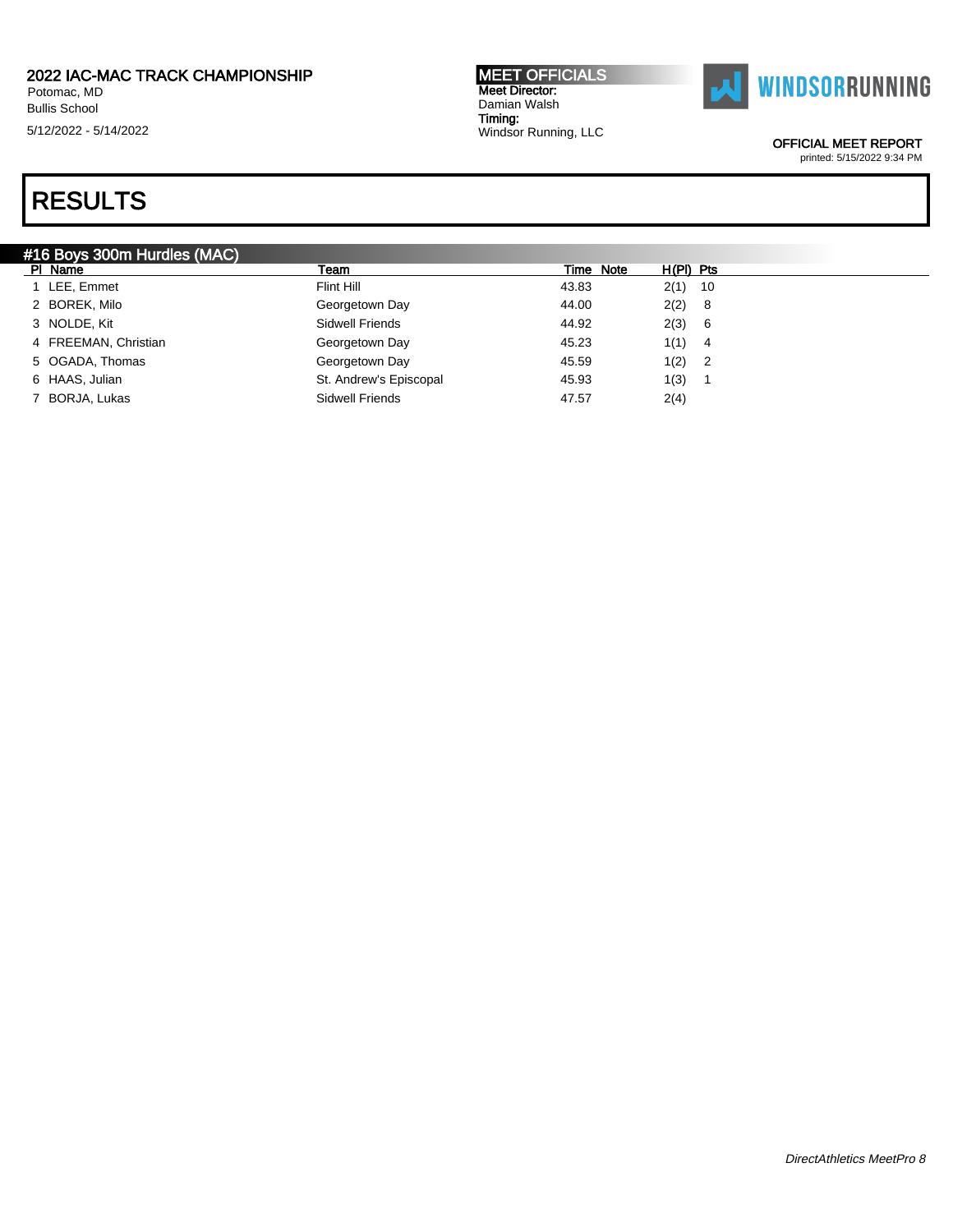# RESULTS

## #16 Boys 300m Hurdles (MAC)

| Pl | Name | Team | Time | Note | H(Pl) | Pts |
|---|---|---|---|---|---|---|
| 1 | LEE, Emmet | Flint Hill | 43.83 | | 2(1) | 10 |
| 2 | BOREK, Milo | Georgetown Day | 44.00 | | 2(2) | 8 |
| 3 | NOLDE, Kit | Sidwell Friends | 44.92 | | 2(3) | 6 |
| 4 | FREEMAN, Christian | Georgetown Day | 45.23 | | 1(1) | 4 |
| 5 | OGADA, Thomas | Georgetown Day | 45.59 | | 1(2) | 2 |
| 6 | HAAS, Julian | St. Andrew's Episcopal | 45.93 | | 1(3) | 1 |
| 7 | BORJA, Lukas | Sidwell Friends | 47.57 | | 2(4) | |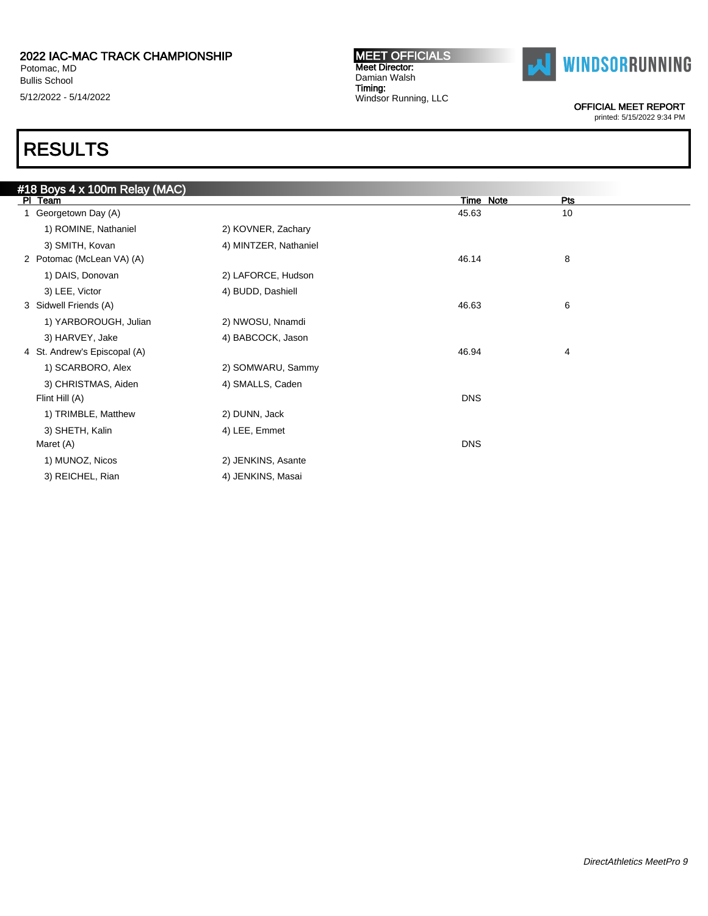# RESULTS

## #18 Boys 4 x 100m Relay (MAC)

| Pl | Team | | Time | Note | Pts |
|---|---|---|---|---|---|
| 1 | Georgetown Day (A) | | 45.63 | | 10 |
| | 1) ROMINE, Nathaniel | 2) KOVNER, Zachary | | | |
| | 3) SMITH, Kovan | 4) MINTZER, Nathaniel | | | |
| 2 | Potomac (McLean VA) (A) | | 46.14 | | 8 |
| | 1) DAIS, Donovan | 2) LAFORCE, Hudson | | | |
| | 3) LEE, Victor | 4) BUDD, Dashiell | | | |
| 3 | Sidwell Friends (A) | | 46.63 | | 6 |
| | 1) YARBOROUGH, Julian | 2) NWOSU, Nnamdi | | | |
| | 3) HARVEY, Jake | 4) BABCOCK, Jason | | | |
| 4 | St. Andrew's Episcopal (A) | | 46.94 | | 4 |
| | 1) SCARBORO, Alex | 2) SOMWARU, Sammy | | | |
| | 3) CHRISTMAS, Aiden | 4) SMALLS, Caden | | | |
| | Flint Hill (A) | | DNS | | |
| | 1) TRIMBLE, Matthew | 2) DUNN, Jack | | | |
| | 3) SHETH, Kalin | 4) LEE, Emmet | | | |
| | Maret (A) | | DNS | | |
| | 1) MUNOZ, Nicos | 2) JENKINS, Asante | | | |
| | 3) REICHEL, Rian | 4) JENKINS, Masai | | | |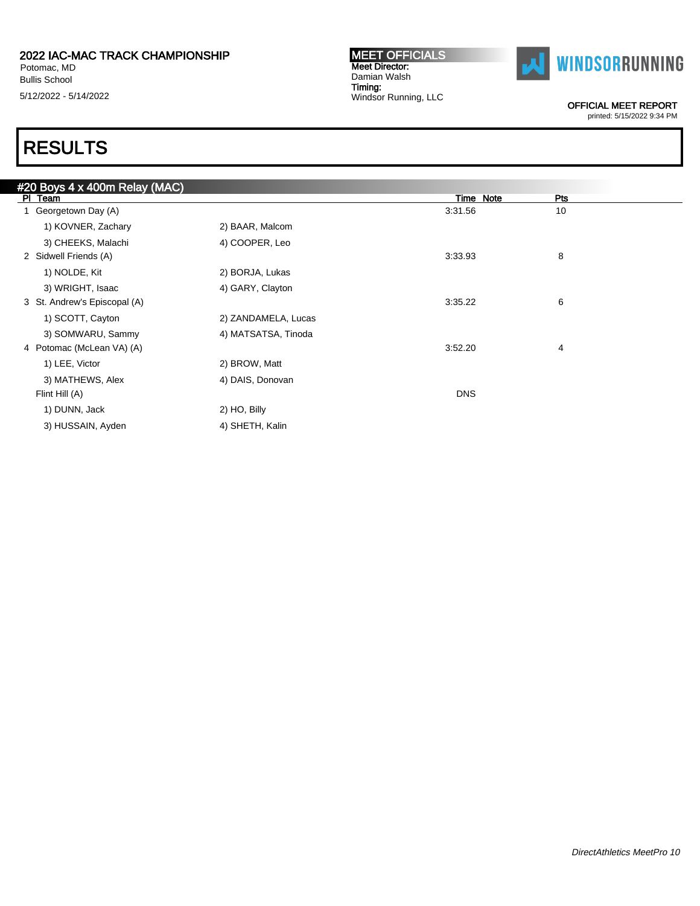# 2022 IAC-MAC TRACK CHAMPIONSHIP

Potomac, MD
Bullis School
5/12/2022 - 5/14/2022

**MEET OFFICIALS**
Meet Director:
Damian Walsh
Timing:
Windsor Running, LLC

**WINDSORRUNNING**

OFFICIAL MEET REPORT
printed: 5/15/2022 9:34 PM

# RESULTS

## #20 Boys 4 x 400m Relay (MAC)

| Pl | Team | | Time | Note | Pts |
|---|---|---|---|---|---|
| 1 | Georgetown Day (A) | | 3:31.56 | | 10 |
| | 1) KOVNER, Zachary | 2) BAAR, Malcom | | | |
| | 3) CHEEKS, Malachi | 4) COOPER, Leo | | | |
| 2 | Sidwell Friends (A) | | 3:33.93 | | 8 |
| | 1) NOLDE, Kit | 2) BORJA, Lukas | | | |
| | 3) WRIGHT, Isaac | 4) GARY, Clayton | | | |
| 3 | St. Andrew's Episcopal (A) | | 3:35.22 | | 6 |
| | 1) SCOTT, Cayton | 2) ZANDAMELA, Lucas | | | |
| | 3) SOMWARU, Sammy | 4) MATSATSA, Tinoda | | | |
| 4 | Potomac (McLean VA) (A) | | 3:52.20 | | 4 |
| | 1) LEE, Victor | 2) BROW, Matt | | | |
| | 3) MATHEWS, Alex | 4) DAIS, Donovan | | | |
| | Flint Hill (A) | | DNS | | |
| | 1) DUNN, Jack | 2) HO, Billy | | | |
| | 3) HUSSAIN, Ayden | 4) SHETH, Kalin | | | |

*DirectAthletics MeetPro 10*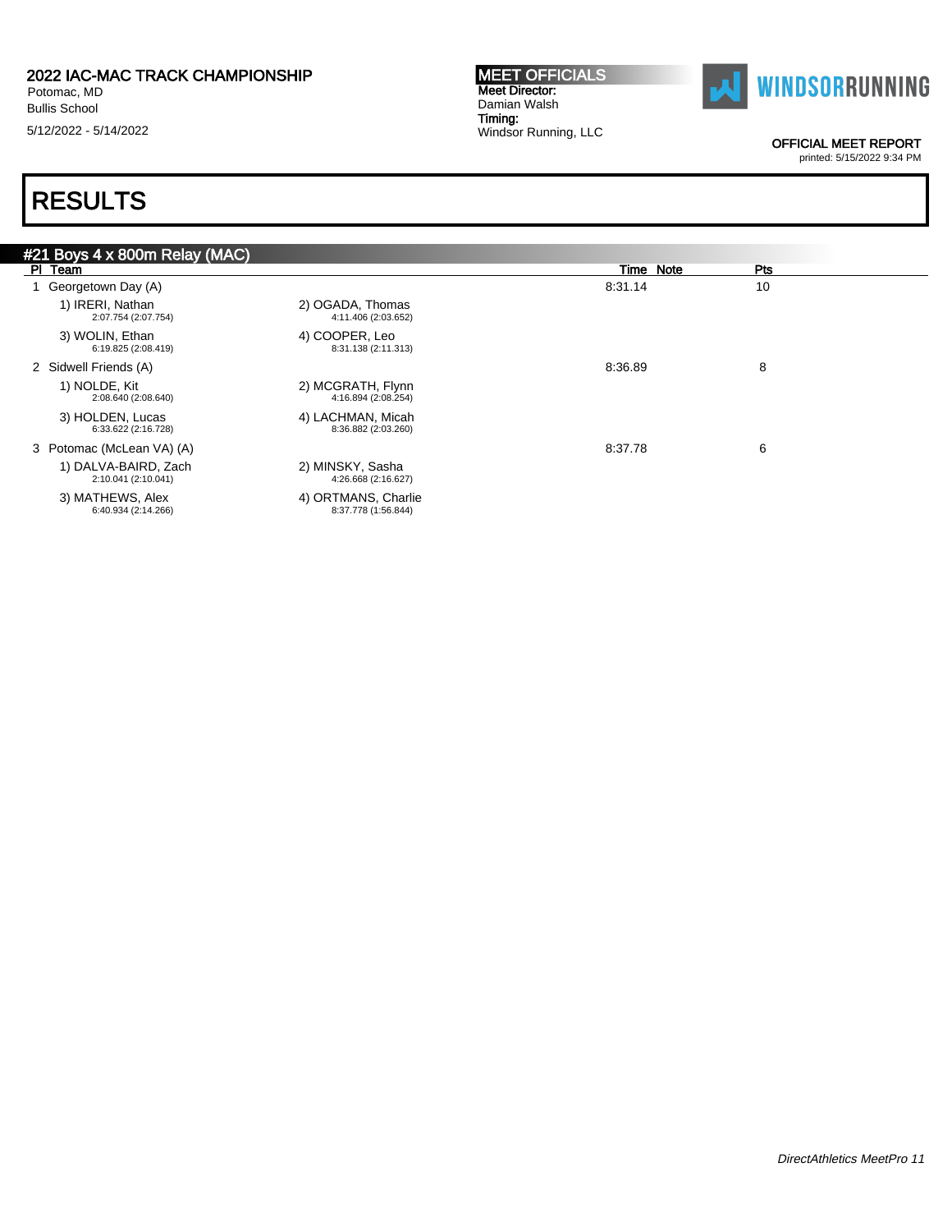# 2022 IAC-MAC TRACK CHAMPIONSHIP

Potomac, MD
Bullis School
5/12/2022 - 5/14/2022

**MEET OFFICIALS**
Meet Director:
Damian Walsh
Timing:
Windsor Running, LLC

OFFICIAL MEET REPORT
printed: 5/15/2022 9:34 PM

# RESULTS

## #21 Boys 4 x 800m Relay (MAC)

| Pl | Team | Time | Note | Pts |
|---|---|---|---|---|
| 1 | Georgetown Day (A) | 8:31.14 | | 10 |
| | 1) IRERI, Nathan 2:07.754 (2:07.754); 2) OGADA, Thomas 4:11.406 (2:03.652); 3) WOLIN, Ethan 6:19.825 (2:08.419); 4) COOPER, Leo 8:31.138 (2:11.313) | | | |
| 2 | Sidwell Friends (A) | 8:36.89 | | 8 |
| | 1) NOLDE, Kit 2:08.640 (2:08.640); 2) MCGRATH, Flynn 4:16.894 (2:08.254); 3) HOLDEN, Lucas 6:33.622 (2:16.728); 4) LACHMAN, Micah 8:36.882 (2:03.260) | | | |
| 3 | Potomac (McLean VA) (A) | 8:37.78 | | 6 |
| | 1) DALVA-BAIRD, Zach 2:10.041 (2:10.041); 2) MINSKY, Sasha 4:26.668 (2:16.627); 3) MATHEWS, Alex 6:40.934 (2:14.266); 4) ORTMANS, Charlie 8:37.778 (1:56.844) | | | |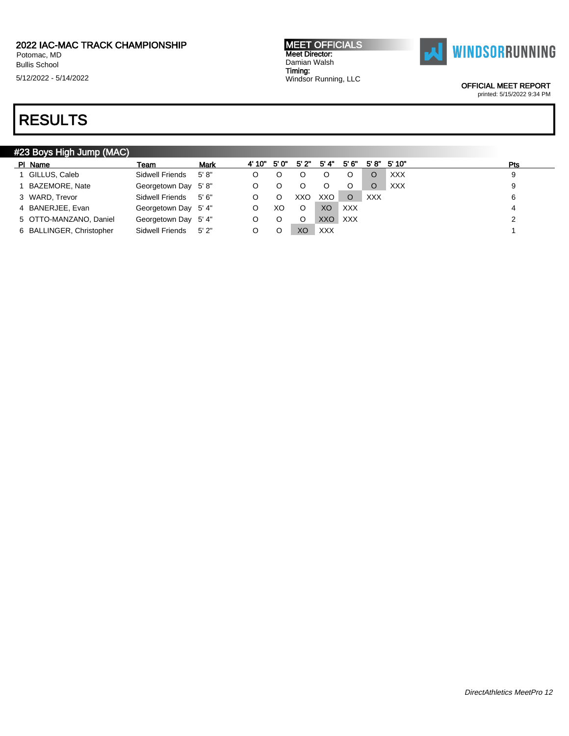# 2022 IAC-MAC TRACK CHAMPIONSHIP

Potomac, MD
Bullis School
5/12/2022 - 5/14/2022

**MEET OFFICIALS**
Meet Director:
Damian Walsh
Timing:
Windsor Running, LLC

OFFICIAL MEET REPORT
printed: 5/15/2022 9:34 PM

# RESULTS

## #23 Boys High Jump (MAC)

| Pl | Name | Team | Mark | 4' 10" | 5' 0" | 5' 2" | 5' 4" | 5' 6" | 5' 8" | 5' 10" | Pts |
|---|---|---|---|---|---|---|---|---|---|---|---|
| 1 | GILLUS, Caleb | Sidwell Friends | 5' 8" | O | O | O | O | O | O | XXX | 9 |
| 1 | BAZEMORE, Nate | Georgetown Day | 5' 8" | O | O | O | O | O | O | XXX | 9 |
| 3 | WARD, Trevor | Sidwell Friends | 5' 6" | O | O | XXO | XXO | O | XXX | | 6 |
| 4 | BANERJEE, Evan | Georgetown Day | 5' 4" | O | XO | O | XO | XXX | | | 4 |
| 5 | OTTO-MANZANO, Daniel | Georgetown Day | 5' 4" | O | O | O | XXO | XXX | | | 2 |
| 6 | BALLINGER, Christopher | Sidwell Friends | 5' 2" | O | O | XO | XXX | | | | 1 |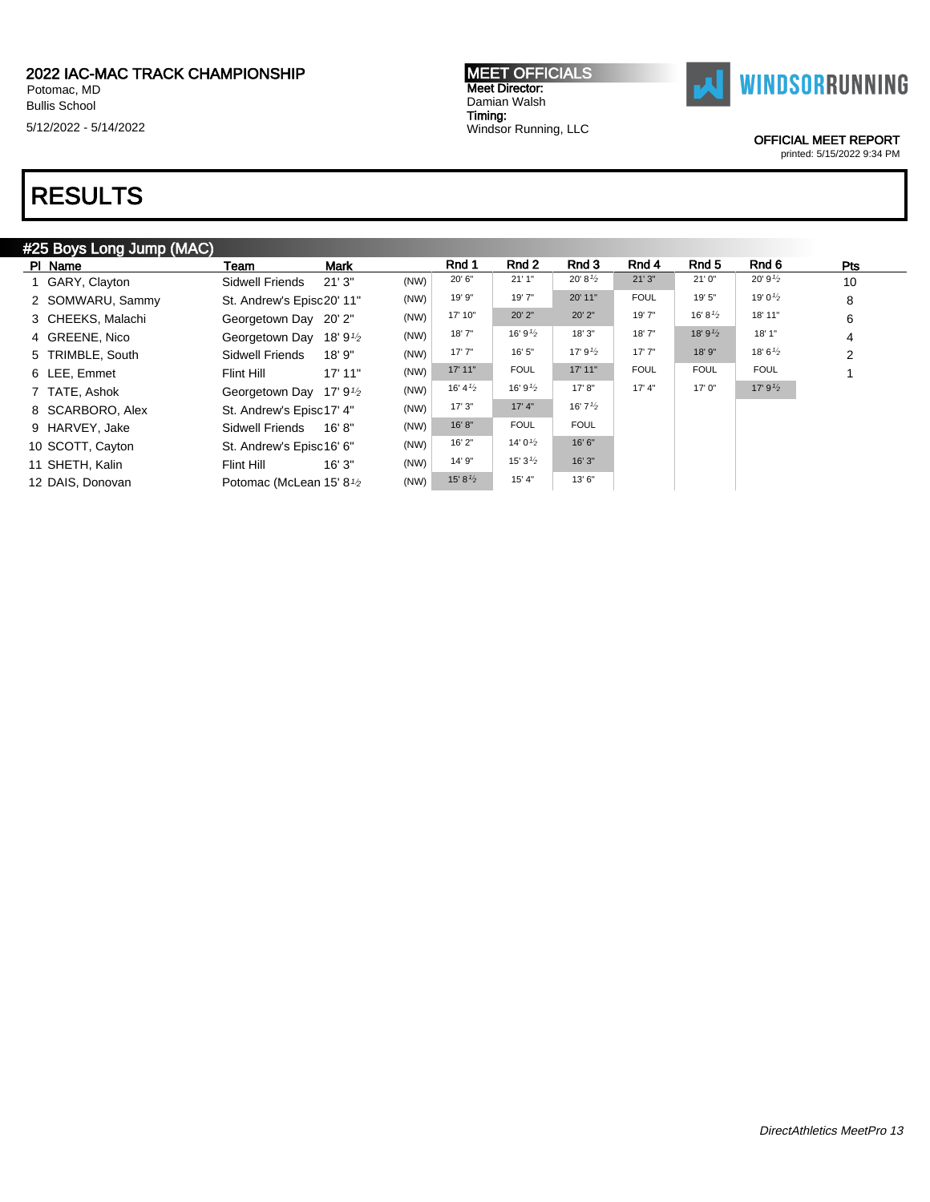# 2022 IAC-MAC TRACK CHAMPIONSHIP

Potomac, MD
Bullis School
5/12/2022 - 5/14/2022

**MEET OFFICIALS**
Meet Director:
Damian Walsh
Timing:
Windsor Running, LLC

OFFICIAL MEET REPORT
printed: 5/15/2022 9:34 PM

# RESULTS

## #25 Boys Long Jump (MAC)

| Pl | Name | Team | Mark | | Rnd 1 | Rnd 2 | Rnd 3 | Rnd 4 | Rnd 5 | Rnd 6 | Pts |
|---|---|---|---|---|---|---|---|---|---|---|---|
| 1 | GARY, Clayton | Sidwell Friends | 21' 3" | (NW) | 20' 6" | 21' 1" | 20' 8½ | 21' 3" | 21' 0" | 20' 9½ | 10 |
| 2 | SOMWARU, Sammy | St. Andrew's Episc | 20' 11" | (NW) | 19' 9" | 19' 7" | 20' 11" | FOUL | 19' 5" | 19' 0½ | 8 |
| 3 | CHEEKS, Malachi | Georgetown Day | 20' 2" | (NW) | 17' 10" | 20' 2" | 20' 2" | 19' 7" | 16' 8½ | 18' 11" | 6 |
| 4 | GREENE, Nico | Georgetown Day | 18' 9½ | (NW) | 18' 7" | 16' 9½ | 18' 3" | 18' 7" | 18' 9½ | 18' 1" | 4 |
| 5 | TRIMBLE, South | Sidwell Friends | 18' 9" | (NW) | 17' 7" | 16' 5" | 17' 9½ | 17' 7" | 18' 9" | 18' 6½ | 2 |
| 6 | LEE, Emmet | Flint Hill | 17' 11" | (NW) | 17' 11" | FOUL | 17' 11" | FOUL | FOUL | FOUL | 1 |
| 7 | TATE, Ashok | Georgetown Day | 17' 9½ | (NW) | 16' 4½ | 16' 9½ | 17' 8" | 17' 4" | 17' 0" | 17' 9½ | |
| 8 | SCARBORO, Alex | St. Andrew's Episc | 17' 4" | (NW) | 17' 3" | 17' 4" | 16' 7½ | | | | |
| 9 | HARVEY, Jake | Sidwell Friends | 16' 8" | (NW) | 16' 8" | FOUL | FOUL | | | | |
| 10 | SCOTT, Cayton | St. Andrew's Episc | 16' 6" | (NW) | 16' 2" | 14' 0½ | 16' 6" | | | | |
| 11 | SHETH, Kalin | Flint Hill | 16' 3" | (NW) | 14' 9" | 15' 3½ | 16' 3" | | | | |
| 12 | DAIS, Donovan | Potomac (McLean | 15' 8½ | (NW) | 15' 8½ | 15' 4" | 13' 6" | | | | |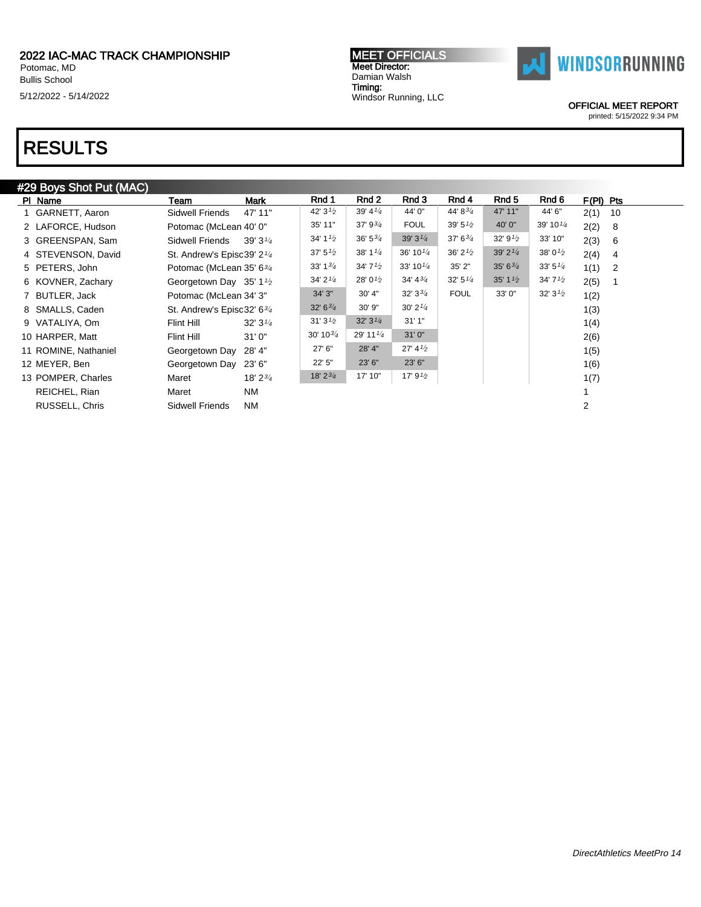2022 IAC-MAC TRACK CHAMPIONSHIP
Potomac, MD
Bullis School
5/12/2022 - 5/14/2022

MEET OFFICIALS
Meet Director:
Damian Walsh
Timing:
Windsor Running, LLC

WINDSORRUNNING

OFFICIAL MEET REPORT
printed: 5/15/2022 9:34 PM

# RESULTS

## #29 Boys Shot Put (MAC)

| Pl | Name | Team | Mark | Rnd 1 | Rnd 2 | Rnd 3 | Rnd 4 | Rnd 5 | Rnd 6 | F(Pl) | Pts |
|---|---|---|---|---|---|---|---|---|---|---|---|
| 1 | GARNETT, Aaron | Sidwell Friends | 47' 11" | 42' 3½ | 39' 4¼ | 44' 0" | 44' 8¾ | 47' 11" | 44' 6" | 2(1) | 10 |
| 2 | LAFORCE, Hudson | Potomac (McLean | 40' 0" | 35' 11" | 37' 9¾ | FOUL | 39' 5½ | 40' 0" | 39' 10¼ | 2(2) | 8 |
| 3 | GREENSPAN, Sam | Sidwell Friends | 39' 3¼ | 34' 1½ | 36' 5¾ | 39' 3¼ | 37' 6¾ | 32' 9½ | 33' 10" | 2(3) | 6 |
| 4 | STEVENSON, David | St. Andrew's Episc | 39' 2¼ | 37' 5½ | 38' 1¼ | 36' 10¼ | 36' 2½ | 39' 2¼ | 38' 0½ | 2(4) | 4 |
| 5 | PETERS, John | Potomac (McLean | 35' 6¾ | 33' 1¾ | 34' 7½ | 33' 10¼ | 35' 2" | 35' 6¾ | 33' 5¼ | 1(1) | 2 |
| 6 | KOVNER, Zachary | Georgetown Day | 35' 1½ | 34' 2¼ | 28' 0½ | 34' 4¾ | 32' 5¼ | 35' 1½ | 34' 7½ | 2(5) | 1 |
| 7 | BUTLER, Jack | Potomac (McLean | 34' 3" | 34' 3" | 30' 4" | 32' 3¾ | FOUL | 33' 0" | 32' 3½ | 1(2) | |
| 8 | SMALLS, Caden | St. Andrew's Episc | 32' 6¾ | 32' 6¾ | 30' 9" | 30' 2¼ | | | | 1(3) | |
| 9 | VATALIYA, Om | Flint Hill | 32' 3¼ | 31' 3½ | 32' 3¼ | 31' 1" | | | | 1(4) | |
| 10 | HARPER, Matt | Flint Hill | 31' 0" | 30' 10¾ | 29' 11¼ | 31' 0" | | | | 2(6) | |
| 11 | ROMINE, Nathaniel | Georgetown Day | 28' 4" | 27' 6" | 28' 4" | 27' 4½ | | | | 1(5) | |
| 12 | MEYER, Ben | Georgetown Day | 23' 6" | 22' 5" | 23' 6" | 23' 6" | | | | 1(6) | |
| 13 | POMPER, Charles | Maret | 18' 2¾ | 18' 2¾ | 17' 10" | 17' 9½ | | | | 1(7) | |
| | REICHEL, Rian | Maret | NM | | | | | | | 1 | |
| | RUSSELL, Chris | Sidwell Friends | NM | | | | | | | 2 | |

*DirectAthletics MeetPro 14*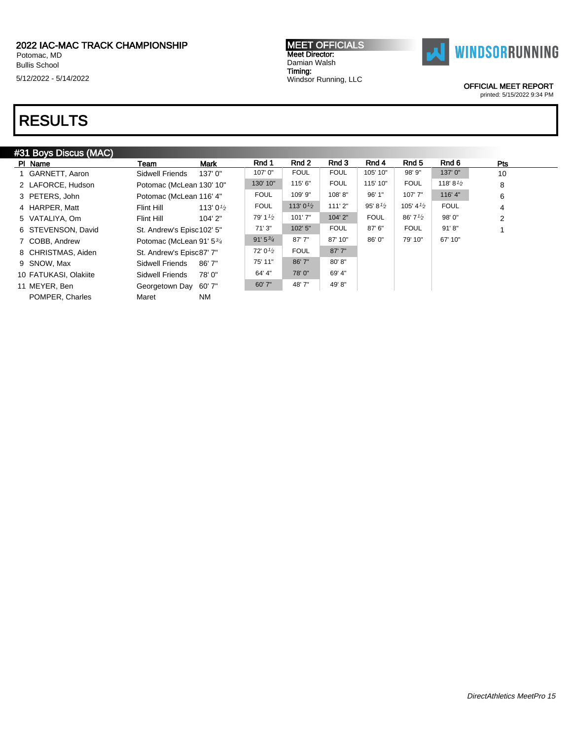2022 IAC-MAC TRACK CHAMPIONSHIP
Potomac, MD
Bullis School
5/12/2022 - 5/14/2022

**MEET OFFICIALS**
Meet Director:
Damian Walsh
Timing:
Windsor Running, LLC

WINDSORRUNNING

OFFICIAL MEET REPORT
printed: 5/15/2022 9:34 PM

# RESULTS

## #31 Boys Discus (MAC)

| Pl | Name | Team | Mark | Rnd 1 | Rnd 2 | Rnd 3 | Rnd 4 | Rnd 5 | Rnd 6 | Pts |
|---|---|---|---|---|---|---|---|---|---|---|
| 1 | GARNETT, Aaron | Sidwell Friends | 137' 0" | 107' 0" | FOUL | FOUL | 105' 10" | 98' 9" | 137' 0" | 10 |
| 2 | LAFORCE, Hudson | Potomac (McLean | 130' 10" | 130' 10" | 115' 6" | FOUL | 115' 10" | FOUL | 118' 8½ | 8 |
| 3 | PETERS, John | Potomac (McLean | 116' 4" | FOUL | 109' 9" | 108' 8" | 96' 1" | 107' 7" | 116' 4" | 6 |
| 4 | HARPER, Matt | Flint Hill | 113' 0½ | FOUL | 113' 0½ | 111' 2" | 95' 8½ | 105' 4½ | FOUL | 4 |
| 5 | VATALIYA, Om | Flint Hill | 104' 2" | 79' 1½ | 101' 7" | 104' 2" | FOUL | 86' 7½ | 98' 0" | 2 |
| 6 | STEVENSON, David | St. Andrew's Episc | 102' 5" | 71' 3" | 102' 5" | FOUL | 87' 6" | FOUL | 91' 8" | 1 |
| 7 | COBB, Andrew | Potomac (McLean | 91' 5¾ | 91' 5¾ | 87' 7" | 87' 10" | 86' 0" | 79' 10" | 67' 10" | |
| 8 | CHRISTMAS, Aiden | St. Andrew's Episc | 87' 7" | 72' 0½ | FOUL | 87' 7" | | | | |
| 9 | SNOW, Max | Sidwell Friends | 86' 7" | 75' 11" | 86' 7" | 80' 8" | | | | |
| 10 | FATUKASI, Olakiite | Sidwell Friends | 78' 0" | 64' 4" | 78' 0" | 69' 4" | | | | |
| 11 | MEYER, Ben | Georgetown Day | 60' 7" | 60' 7" | 48' 7" | 49' 8" | | | | |
| | POMPER, Charles | Maret | NM | | | | | | | |

*DirectAthletics MeetPro 15*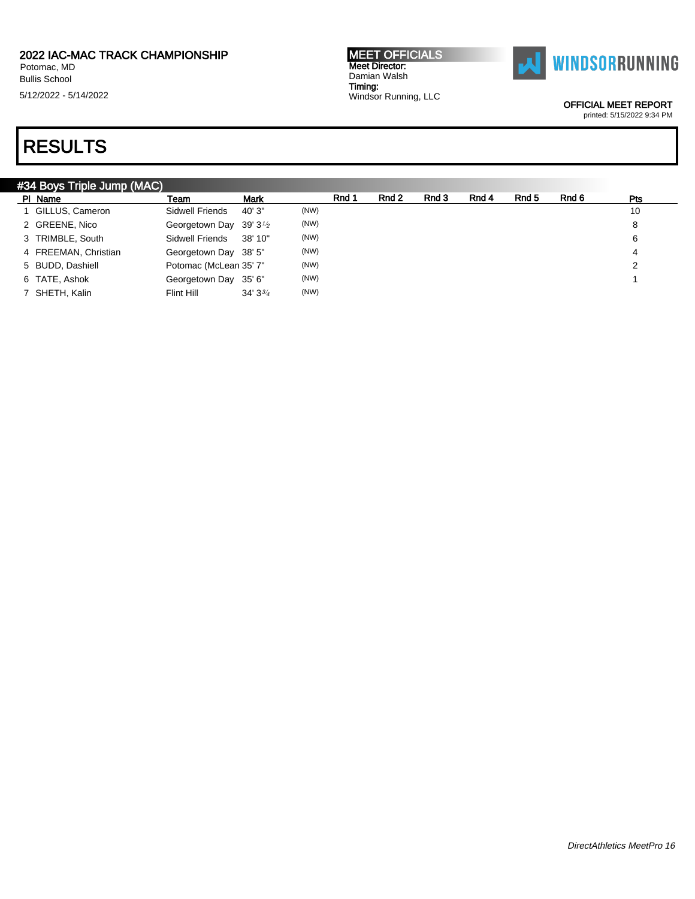# 2022 IAC-MAC TRACK CHAMPIONSHIP

Potomac, MD
Bullis School
5/12/2022 - 5/14/2022

**MEET OFFICIALS**
Meet Director:
Damian Walsh
Timing:
Windsor Running, LLC

WINDSORRUNNING

OFFICIAL MEET REPORT
printed: 5/15/2022 9:34 PM

# RESULTS

## #34 Boys Triple Jump (MAC)

| Pl | Name | Team | Mark | | Rnd 1 | Rnd 2 | Rnd 3 | Rnd 4 | Rnd 5 | Rnd 6 | Pts |
|---|---|---|---|---|---|---|---|---|---|---|---|
| 1 | GILLUS, Cameron | Sidwell Friends | 40' 3" | (NW) | | | | | | | 10 |
| 2 | GREENE, Nico | Georgetown Day | 39' 3½ | (NW) | | | | | | | 8 |
| 3 | TRIMBLE, South | Sidwell Friends | 38' 10" | (NW) | | | | | | | 6 |
| 4 | FREEMAN, Christian | Georgetown Day | 38' 5" | (NW) | | | | | | | 4 |
| 5 | BUDD, Dashiell | Potomac (McLean | 35' 7" | (NW) | | | | | | | 2 |
| 6 | TATE, Ashok | Georgetown Day | 35' 6" | (NW) | | | | | | | 1 |
| 7 | SHETH, Kalin | Flint Hill | 34' 3¾ | (NW) | | | | | | | |

*DirectAthletics MeetPro 16*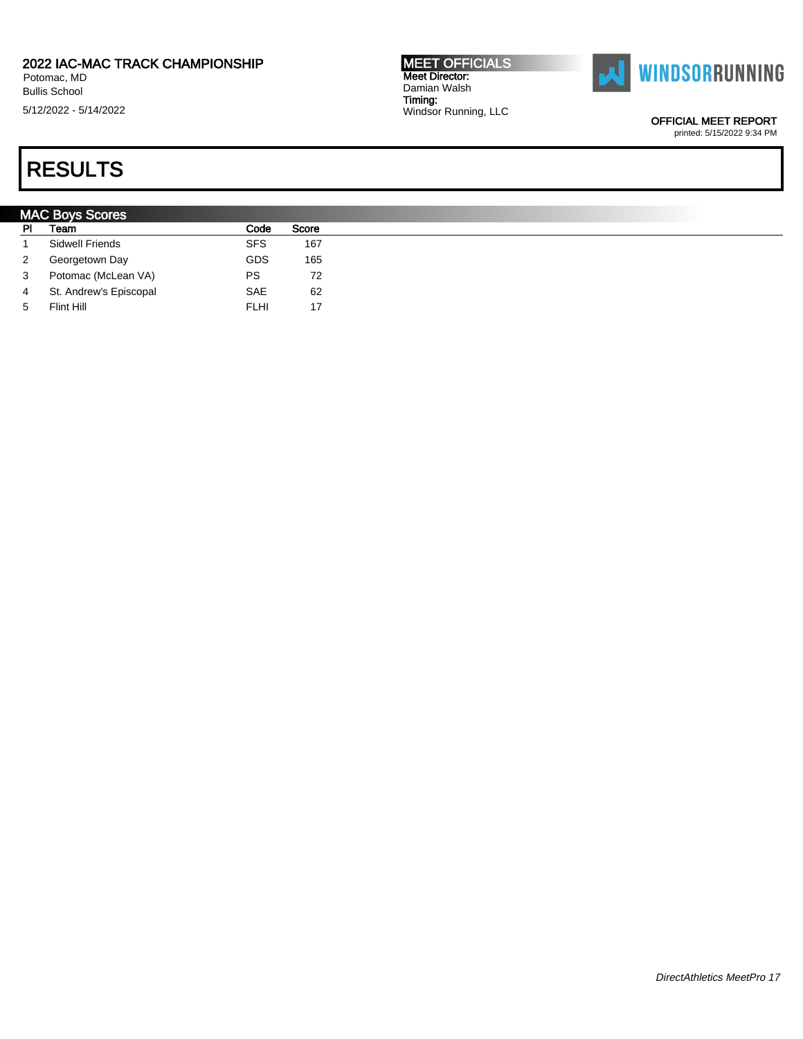2022 IAC-MAC TRACK CHAMPIONSHIP
Potomac, MD
Bullis School
5/12/2022 - 5/14/2022

**MEET OFFICIALS**
Meet Director:
Damian Walsh
Timing:
Windsor Running, LLC

OFFICIAL MEET REPORT
printed: 5/15/2022 9:34 PM

# RESULTS

## MAC Boys Scores

| Pl | Team | Code | Score |
|---|---|---|---|
| 1 | Sidwell Friends | SFS | 167 |
| 2 | Georgetown Day | GDS | 165 |
| 3 | Potomac (McLean VA) | PS | 72 |
| 4 | St. Andrew's Episcopal | SAE | 62 |
| 5 | Flint Hill | FLHI | 17 |